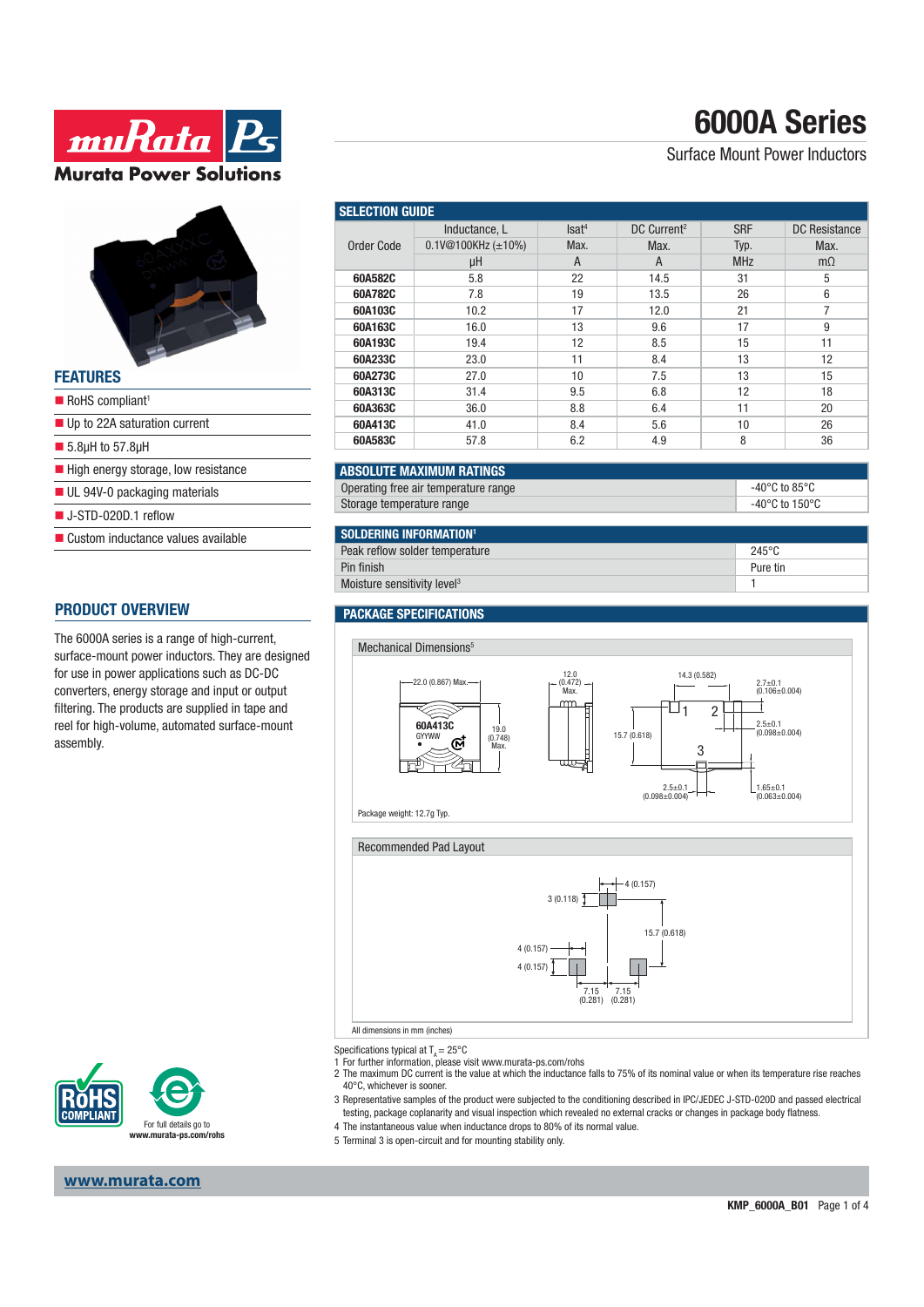# 6000A Series

Surface Mount Power Inductors

## FEATURES

- RoHS compliant[1]
- Up to 22A saturation current
- 5.8µH to 57.8µH
- High energy storage, low resistance
- UL 94V-0 packaging materials
- J-STD-020D.1 reflow
- Custom inductance values available

## PRODUCT OVERVIEW

The 6000A series is a range of high-current, surface-mount power inductors. They are designed for use in power applications such as DC-DC converters, energy storage and input or output filtering. The products are supplied in tape and reel for high-volume, automated surface-mount assembly.

## SELECTION GUIDE

| Order Code | Inductance, L 0.1V@100KHz (±10%) | Isat[4] Max. | DC Current[2] Max. | SRF Typ. | DC Resistance Max. |
|---|---|---|---|---|---|
| | µH | A | A | MHz | mΩ |
| **60A582C** | 5.8 | 22 | 14.5 | 31 | 5 |
| **60A782C** | 7.8 | 19 | 13.5 | 26 | 6 |
| **60A103C** | 10.2 | 17 | 12.0 | 21 | 7 |
| **60A163C** | 16.0 | 13 | 9.6 | 17 | 9 |
| **60A193C** | 19.4 | 12 | 8.5 | 15 | 11 |
| **60A233C** | 23.0 | 11 | 8.4 | 13 | 12 |
| **60A273C** | 27.0 | 10 | 7.5 | 13 | 15 |
| **60A313C** | 31.4 | 9.5 | 6.8 | 12 | 18 |
| **60A363C** | 36.0 | 8.8 | 6.4 | 11 | 20 |
| **60A413C** | 41.0 | 8.4 | 5.6 | 10 | 26 |
| **60A583C** | 57.8 | 6.2 | 4.9 | 8 | 36 |

## ABSOLUTE MAXIMUM RATINGS

| | |
|---|---|
| Operating free air temperature range | -40°C to 85°C |
| Storage temperature range | -40°C to 150°C |

## SOLDERING INFORMATION[1]

| | |
|---|---|
| Peak reflow solder temperature | 245°C |
| Pin finish | Pure tin |
| Moisture sensitivity level[3] | 1 |

## PACKAGE SPECIFICATIONS

### Mechanical Dimensions[5]

22.0 (0.867) Max. — 19.0 (0.748) Max. — 12.0 (0.472) Max. — 14.3 (0.582) — 15.7 (0.618) — 2.7±0.1 (0.106±0.004) — 2.5±0.1 (0.098±0.004) — 2.5±0.1 (0.098±0.004) — 1.65±0.1 (0.063±0.004)

Marking: 60A413C GYYWW

Package weight: 12.7g Typ.

### Recommended Pad Layout

4 (0.157) — 3 (0.118) — 15.7 (0.618) — 4 (0.157) — 4 (0.157) — 7.15 (0.281) — 7.15 (0.281)

All dimensions in mm (inches)

Specifications typical at $T_A = 25°C$

1 For further information, please visit www.murata-ps.com/rohs

2 The maximum DC current is the value at which the inductance falls to 75% of its nominal value or when its temperature rise reaches 40°C, whichever is sooner.

3 Representative samples of the product were subjected to the conditioning described in IPC/JEDEC J-STD-020D and passed electrical testing, package coplanarity and visual inspection which revealed no external cracks or changes in package body flatness.

4 The instantaneous value when inductance drops to 80% of its normal value.

5 Terminal 3 is open-circuit and for mounting stability only.

For full details go to www.murata-ps.com/rohs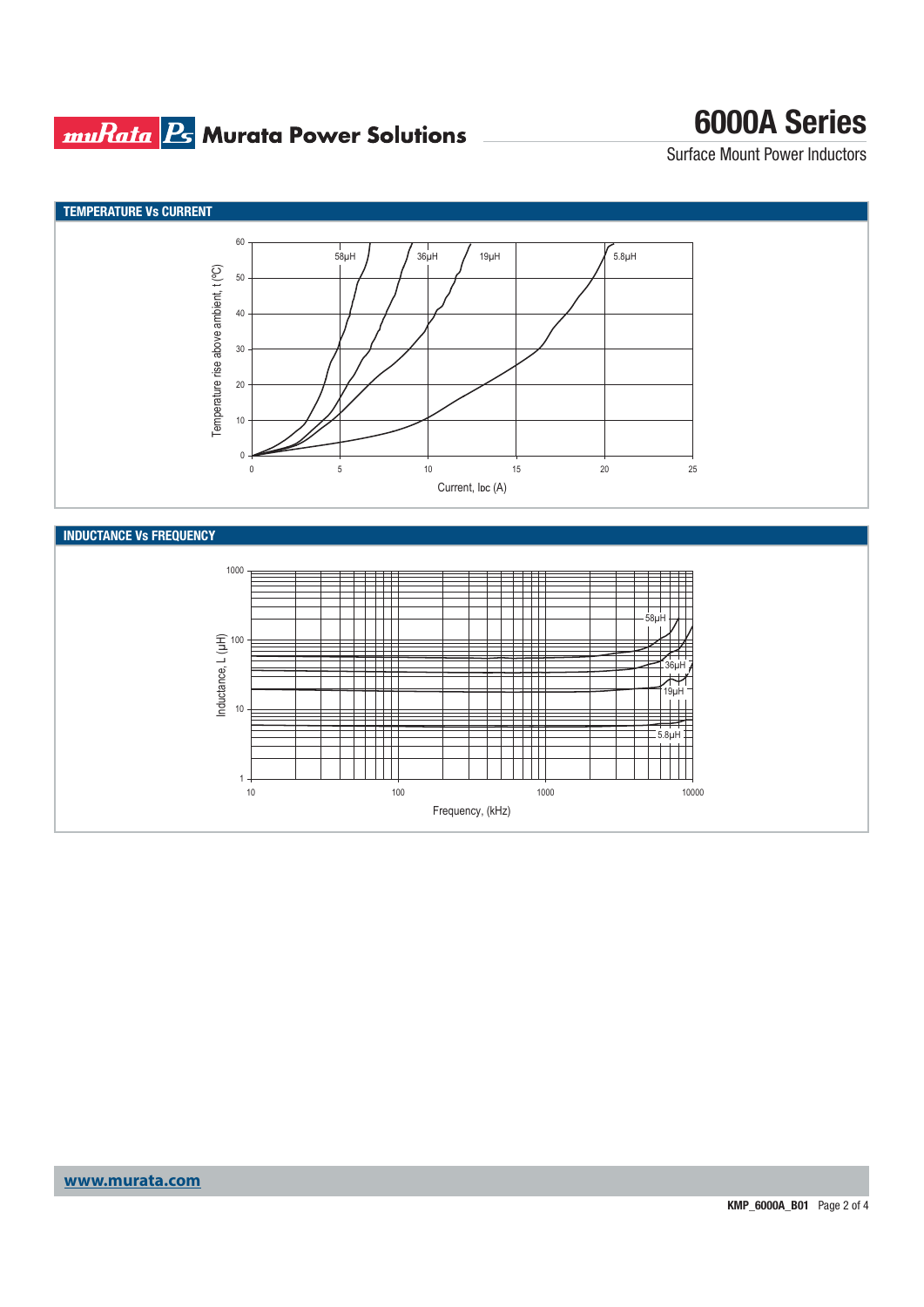## TEMPERATURE Vs CURRENT

Temperature rise above ambient, t (ºC)

Current, IDC (A)

58μH 36μH 19μH 5.8μH

## INDUCTANCE Vs FREQUENCY

Inductance, L (μH)

Frequency, (kHz)

58μH 36μH 19μH 5.8μH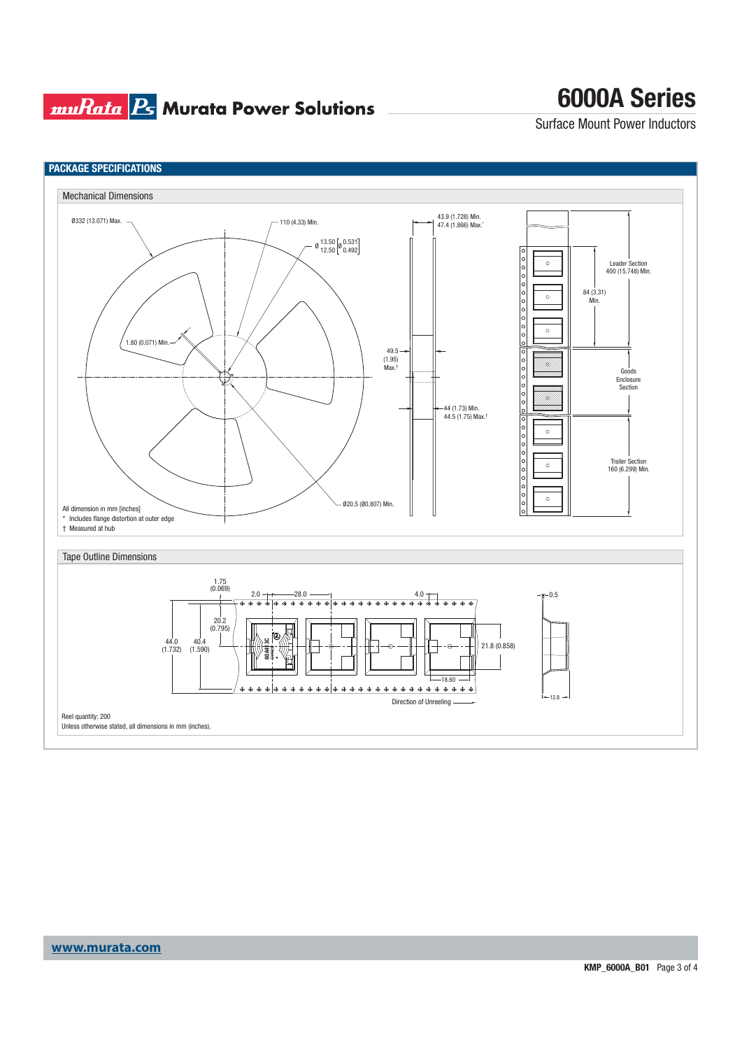## PACKAGE SPECIFICATIONS

### Mechanical Dimensions

Ø332 (13.071) Max.

110 (4.33) Min.

Ø 13.50 [Ø 0.531] / 12.50 [0.492]

1.80 (0.071) Min.

Ø20.5 (Ø0.807) Min.

43.9 (1.728) Min.
47.4 (1.866) Max.*

49.5 (1.95) Max.†

44 (1.73) Min.
44.5 (1.75) Max.†

Leader Section 400 (15.748) Min.

84 (3.31) Min.

Goods Enclosure Section

Trailer Section 160 (6.299) Min.

All dimension in mm [inches]
* Includes flange distortion at outer edge
† Measured at hub

### Tape Outline Dimensions

1.75 (0.069)

2.0

28.0

4.0

0.5

20.2 (0.795)

44.0 (1.732)

40.4 (1.590)

21.8 (0.858)

18.60

12.8

Direction of Unreeling

Reel quantity: 200
Unless otherwise stated, all dimensions in mm (inches).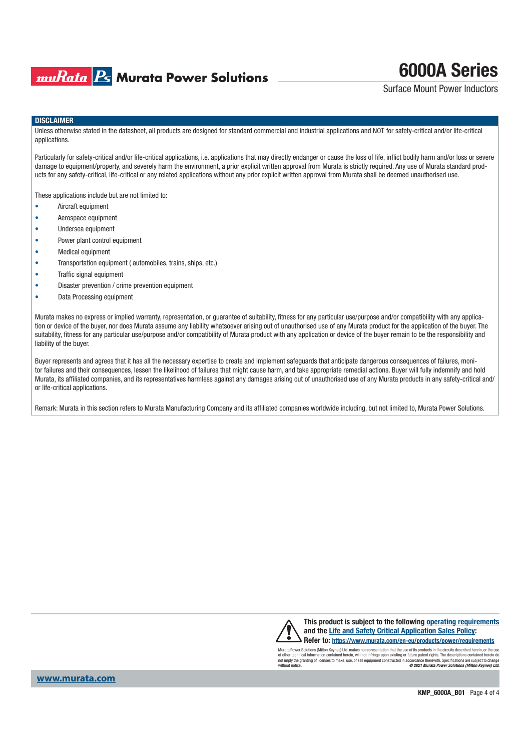## DISCLAIMER

Unless otherwise stated in the datasheet, all products are designed for standard commercial and industrial applications and NOT for safety-critical and/or life-critical applications.

Particularly for safety-critical and/or life-critical applications, i.e. applications that may directly endanger or cause the loss of life, inflict bodily harm and/or loss or severe damage to equipment/property, and severely harm the environment, a prior explicit written approval from Murata is strictly required. Any use of Murata standard products for any safety-critical, life-critical or any related applications without any prior explicit written approval from Murata shall be deemed unauthorised use.

These applications include but are not limited to:

- Aircraft equipment
- Aerospace equipment
- Undersea equipment
- Power plant control equipment
- Medical equipment
- Transportation equipment ( automobiles, trains, ships, etc.)
- Traffic signal equipment
- Disaster prevention / crime prevention equipment
- Data Processing equipment

Murata makes no express or implied warranty, representation, or guarantee of suitability, fitness for any particular use/purpose and/or compatibility with any application or device of the buyer, nor does Murata assume any liability whatsoever arising out of unauthorised use of any Murata product for the application of the buyer. The suitability, fitness for any particular use/purpose and/or compatibility of Murata product with any application or device of the buyer remain to be the responsibility and liability of the buyer.

Buyer represents and agrees that it has all the necessary expertise to create and implement safeguards that anticipate dangerous consequences of failures, monitor failures and their consequences, lessen the likelihood of failures that might cause harm, and take appropriate remedial actions. Buyer will fully indemnify and hold Murata, its affiliated companies, and its representatives harmless against any damages arising out of unauthorised use of any Murata products in any safety-critical and/or life-critical applications.

Remark: Murata in this section refers to Murata Manufacturing Company and its affiliated companies worldwide including, but not limited to, Murata Power Solutions.

**This product is subject to the following operating requirements and the Life and Safety Critical Application Sales Policy:**
**Refer to: https://www.murata.com/en-eu/products/power/requirements**

Murata Power Solutions (Milton Keynes) Ltd. makes no representation that the use of its products in the circuits described herein, or the use of other technical information contained herein, will not infringe upon existing or future patent rights. The descriptions contained herein do not imply the granting of licenses to make, use, or sell equipment constructed in accordance therewith. Specifications are subject to change without notice. *© 2021 Murata Power Solutions (Milton Keynes) Ltd.*

www.murata.com

KMP_6000A_B01